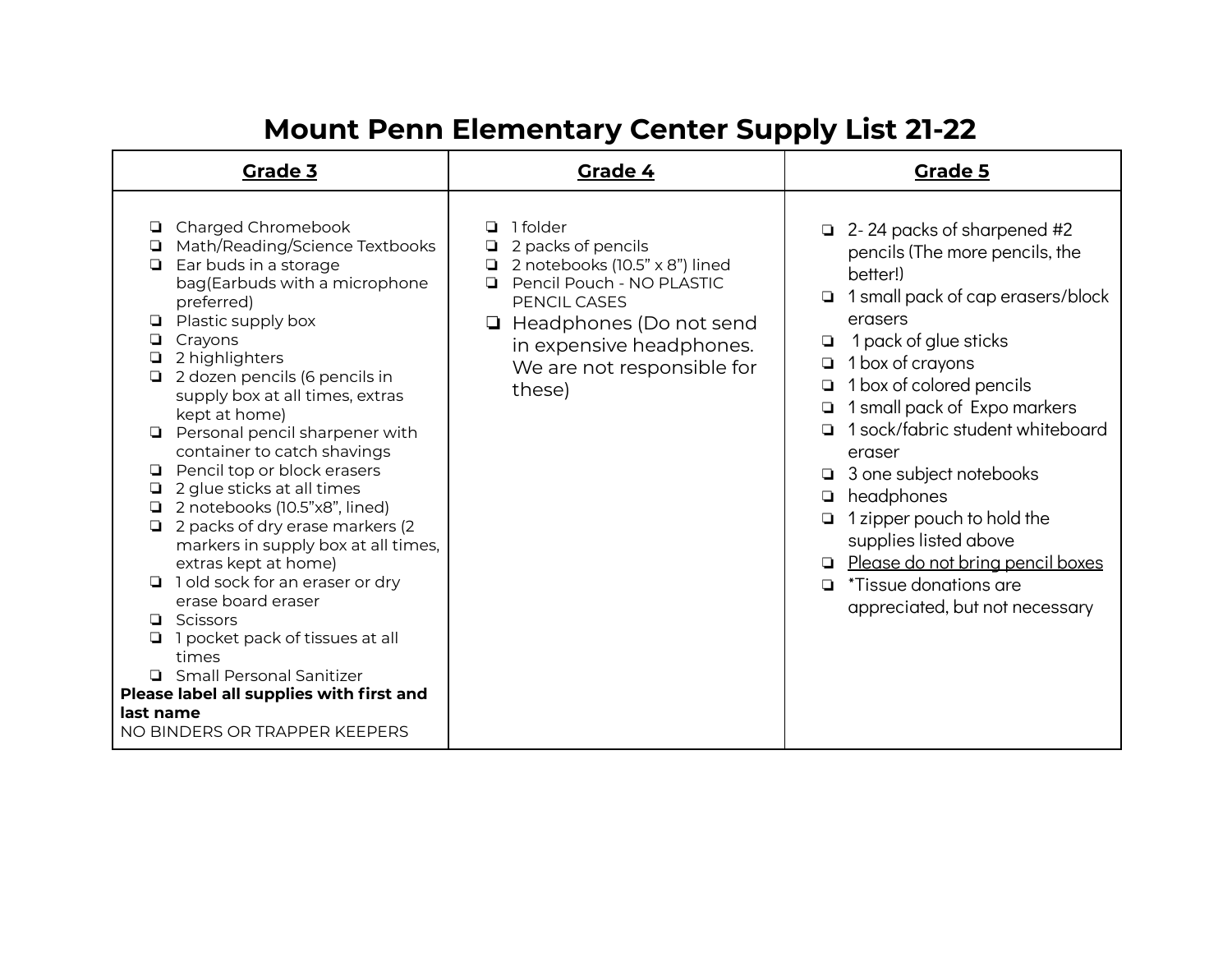# Mount Penn Elementary Center Supply List 21-22

| <u>Grade 3</u> | <u>Grade 4</u> | <u>Grade 5</u> |
|---|---|---|
| ❏ Charged Chromebook<br>❏ Math/Reading/Science Textbooks<br>❏ Ear buds in a storage bag(Earbuds with a microphone preferred)<br>❏ Plastic supply box<br>❏ Crayons<br>❏ 2 highlighters<br>❏ 2 dozen pencils (6 pencils in supply box at all times, extras kept at home)<br>❏ Personal pencil sharpener with container to catch shavings<br>❏ Pencil top or block erasers<br>❏ 2 glue sticks at all times<br>❏ 2 notebooks (10.5"x8", lined)<br>❏ 2 packs of dry erase markers (2 markers in supply box at all times, extras kept at home)<br>❏ 1 old sock for an eraser or dry erase board eraser<br>❏ Scissors<br>❏ 1 pocket pack of tissues at all times<br>❏ Small Personal Sanitizer<br>**Please label all supplies with first and last name**<br>NO BINDERS OR TRAPPER KEEPERS | ❏ 1 folder<br>❏ 2 packs of pencils<br>❏ 2 notebooks (10.5" x 8") lined<br>❏ Pencil Pouch - NO PLASTIC PENCIL CASES<br>❏ Headphones (Do not send in expensive headphones. We are not responsible for these) | ❏ 2- 24 packs of sharpened #2 pencils (The more pencils, the better!)<br>❏ 1 small pack of cap erasers/block erasers<br>❏ 1 pack of glue sticks<br>❏ 1 box of crayons<br>❏ 1 box of colored pencils<br>❏ 1 small pack of Expo markers<br>❏ 1 sock/fabric student whiteboard eraser<br>❏ 3 one subject notebooks<br>❏ headphones<br>❏ 1 zipper pouch to hold the supplies listed above<br>❏ <u>Please do not bring pencil boxes</u><br>❏ *Tissue donations are appreciated, but not necessary |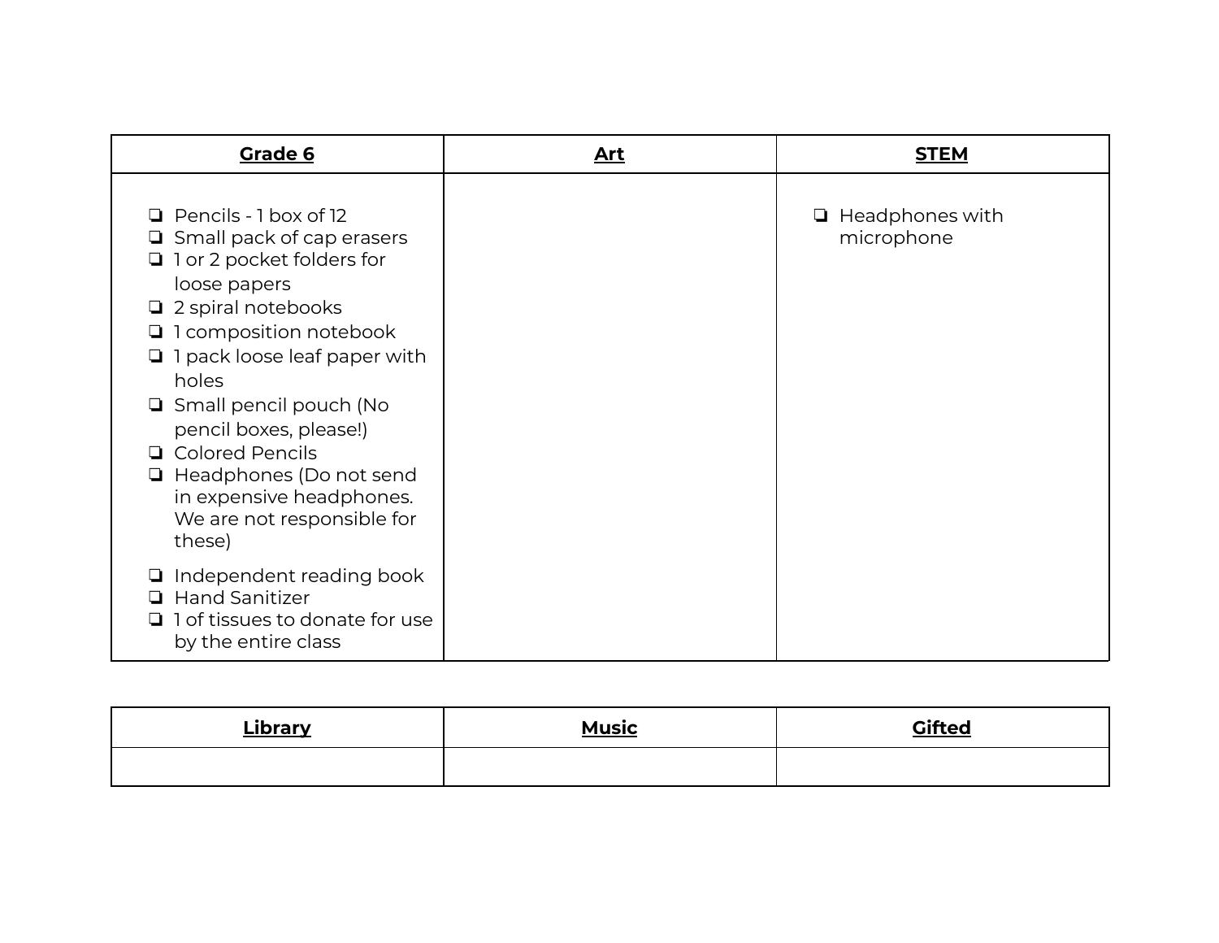| **Grade 6** | **Art** | **STEM** |
|---|---|---|
| ❏ Pencils - 1 box of 12<br>❏ Small pack of cap erasers<br>❏ 1 or 2 pocket folders for loose papers<br>❏ 2 spiral notebooks<br>❏ 1 composition notebook<br>❏ 1 pack loose leaf paper with holes<br>❏ Small pencil pouch (No pencil boxes, please!)<br>❏ Colored Pencils<br>❏ Headphones (Do not send in expensive headphones. We are not responsible for these)<br>❏ Independent reading book<br>❏ Hand Sanitizer<br>❏ 1 of tissues to donate for use by the entire class | | ❏ Headphones with microphone |

| **Library** | **Music** | **Gifted** |
|---|---|---|
| | | |